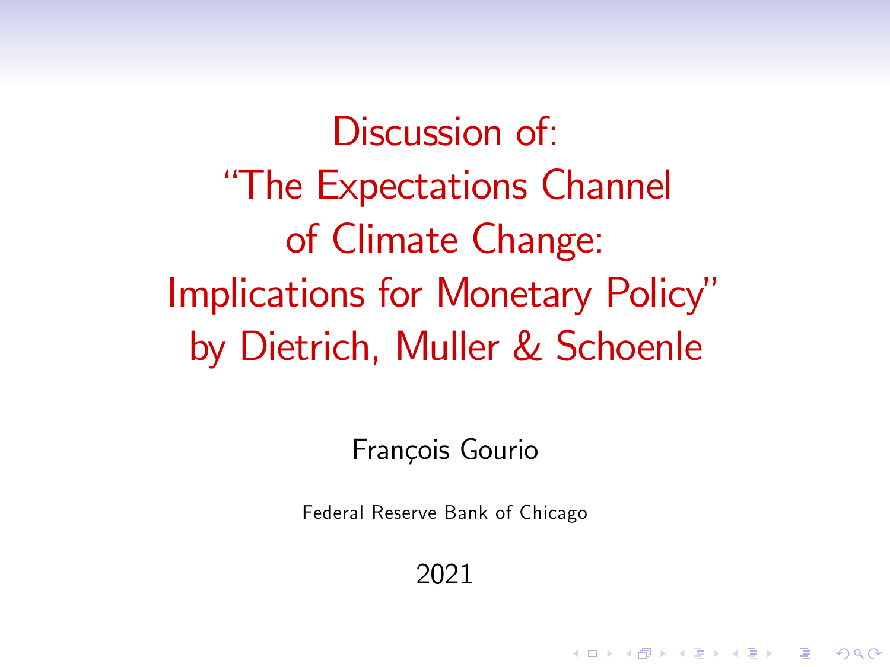# Discussion of: "The Expectations Channel of Climate Change: Implications for Monetary Policy" by Dietrich, Muller & Schoenle

François Gourio

Federal Reserve Bank of Chicago

2021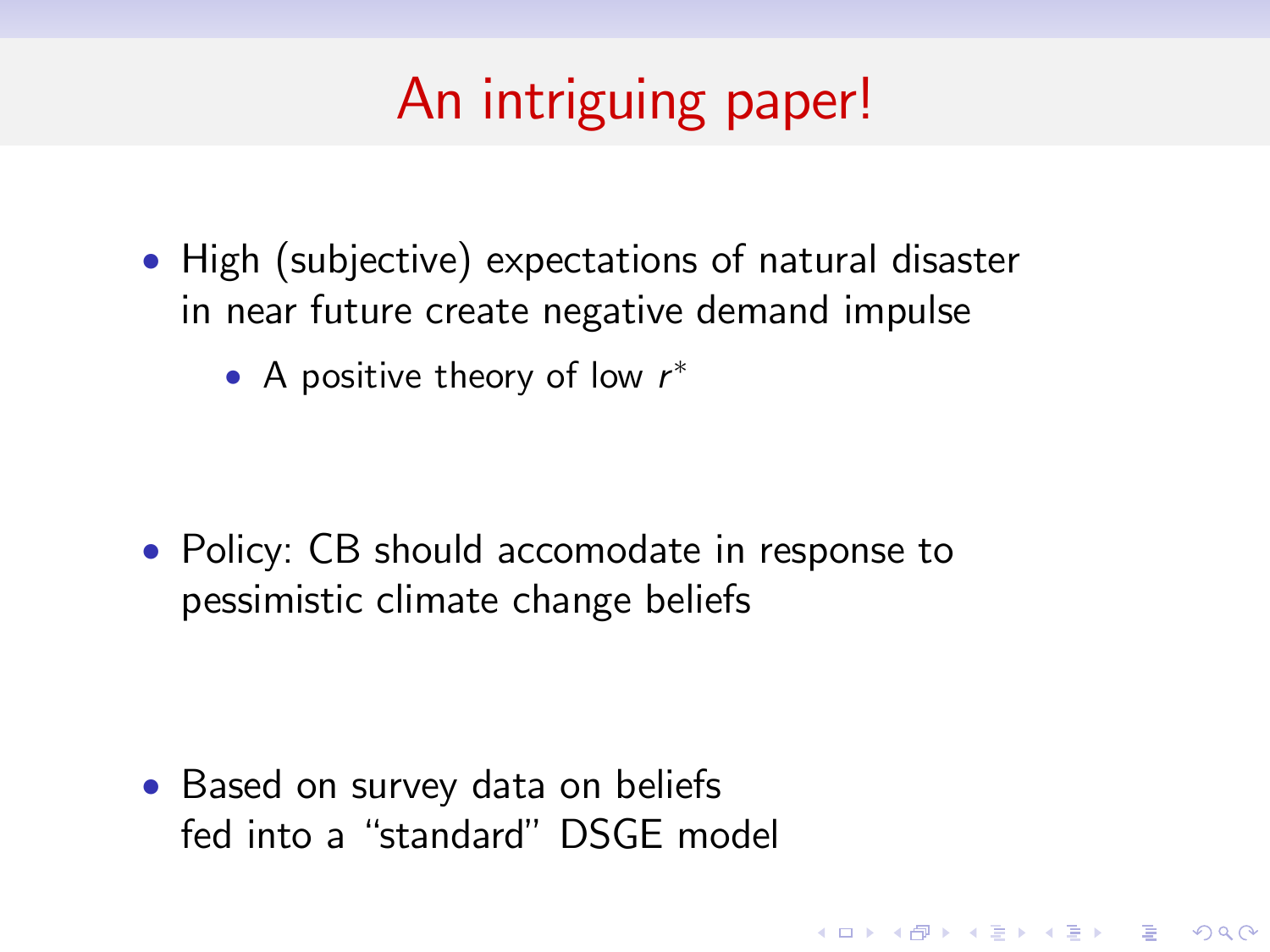# An intriguing paper!

- High (subjective) expectations of natural disaster in near future create negative demand impulse
  - A positive theory of low $r^*$

- Policy: CB should accomodate in response to pessimistic climate change beliefs

- Based on survey data on beliefs fed into a "standard" DSGE model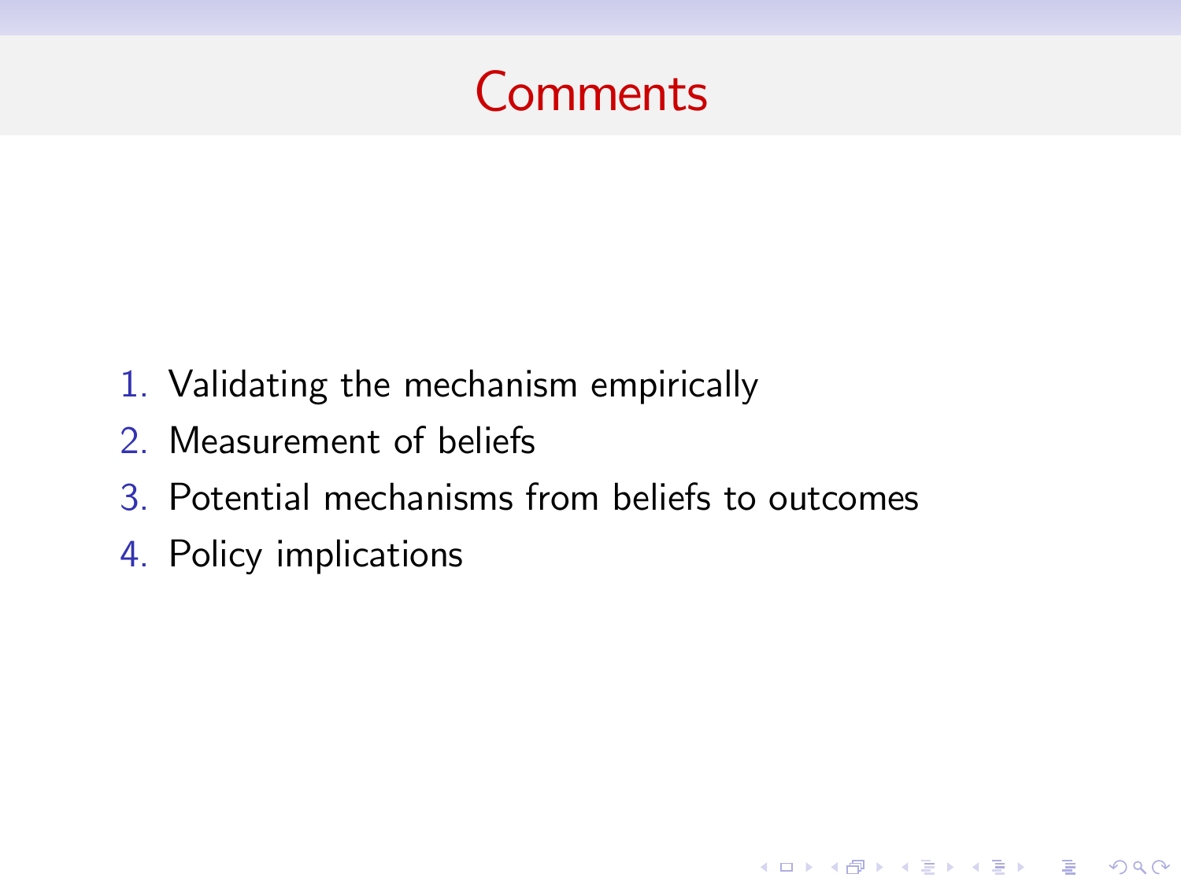# Comments

1. Validating the mechanism empirically
2. Measurement of beliefs
3. Potential mechanisms from beliefs to outcomes
4. Policy implications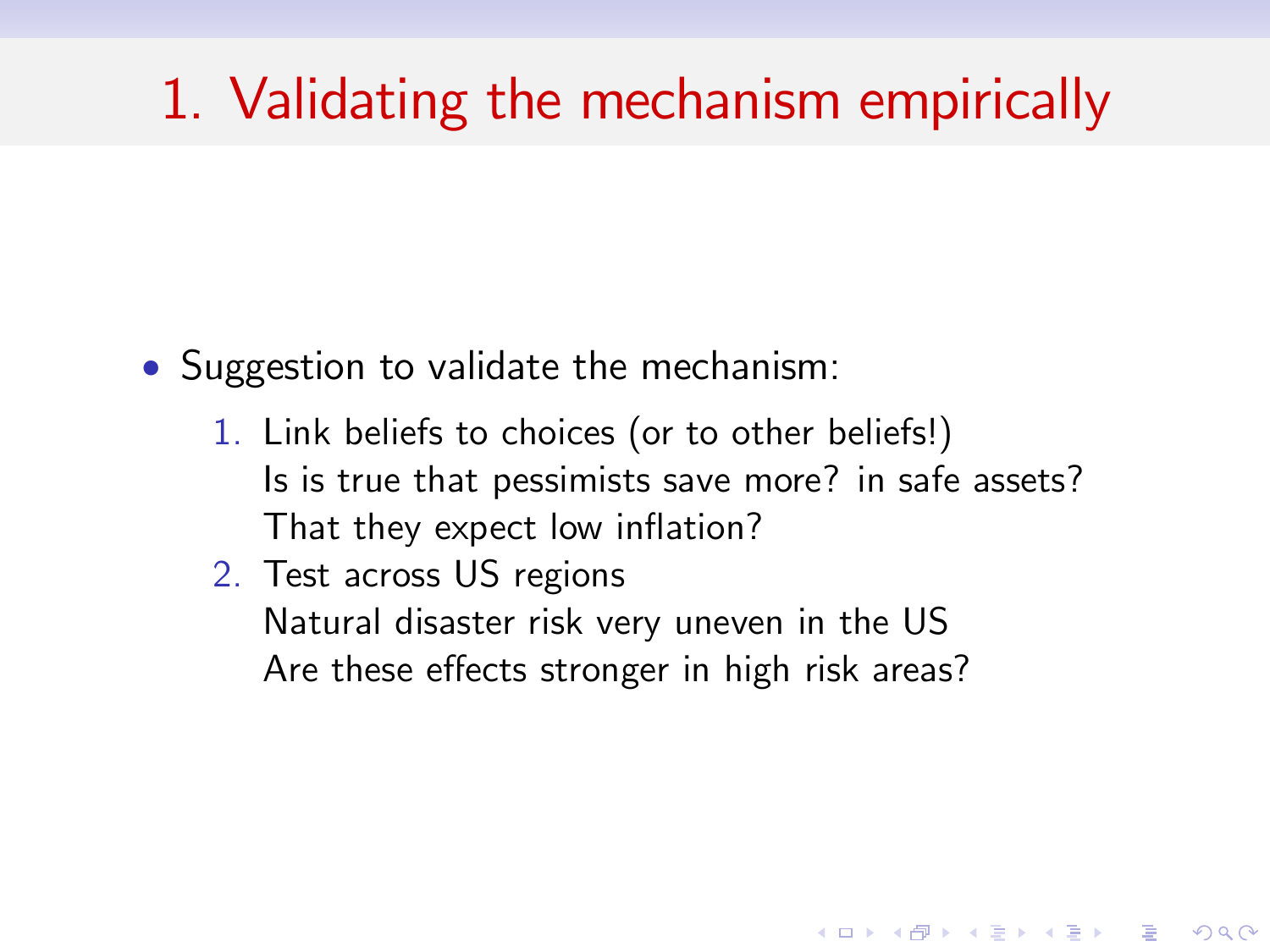# 1. Validating the mechanism empirically

- Suggestion to validate the mechanism:
  1. Link beliefs to choices (or to other beliefs!)
     Is is true that pessimists save more? in safe assets?
     That they expect low inflation?
  2. Test across US regions
     Natural disaster risk very uneven in the US
     Are these effects stronger in high risk areas?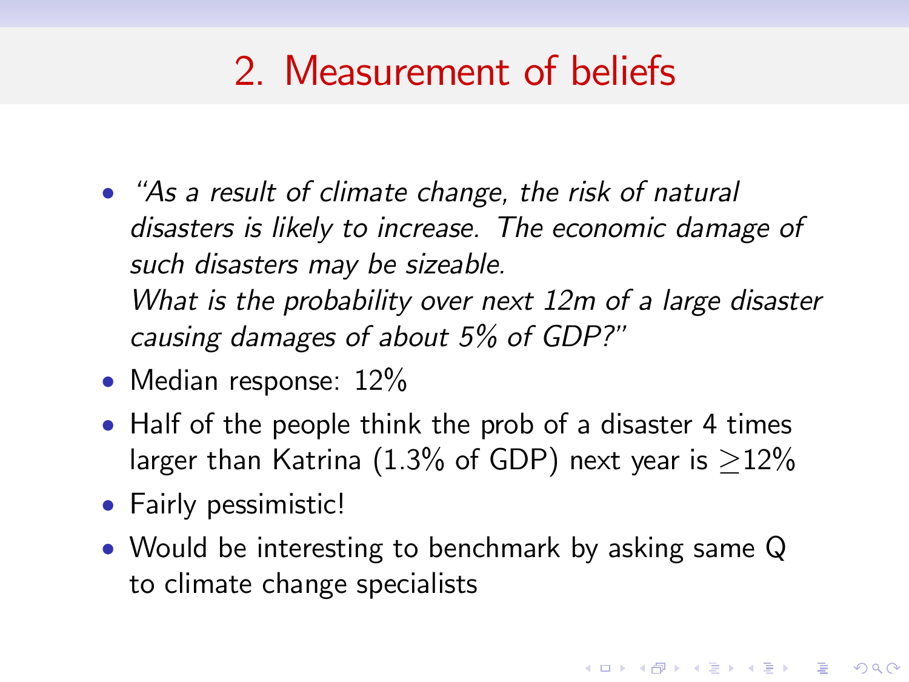## 2. Measurement of beliefs

- *"As a result of climate change, the risk of natural disasters is likely to increase. The economic damage of such disasters may be sizeable. What is the probability over next 12m of a large disaster causing damages of about 5% of GDP?"*
- Median response: 12%
- Half of the people think the prob of a disaster 4 times larger than Katrina (1.3% of GDP) next year is $\geq$12%
- Fairly pessimistic!
- Would be interesting to benchmark by asking same Q to climate change specialists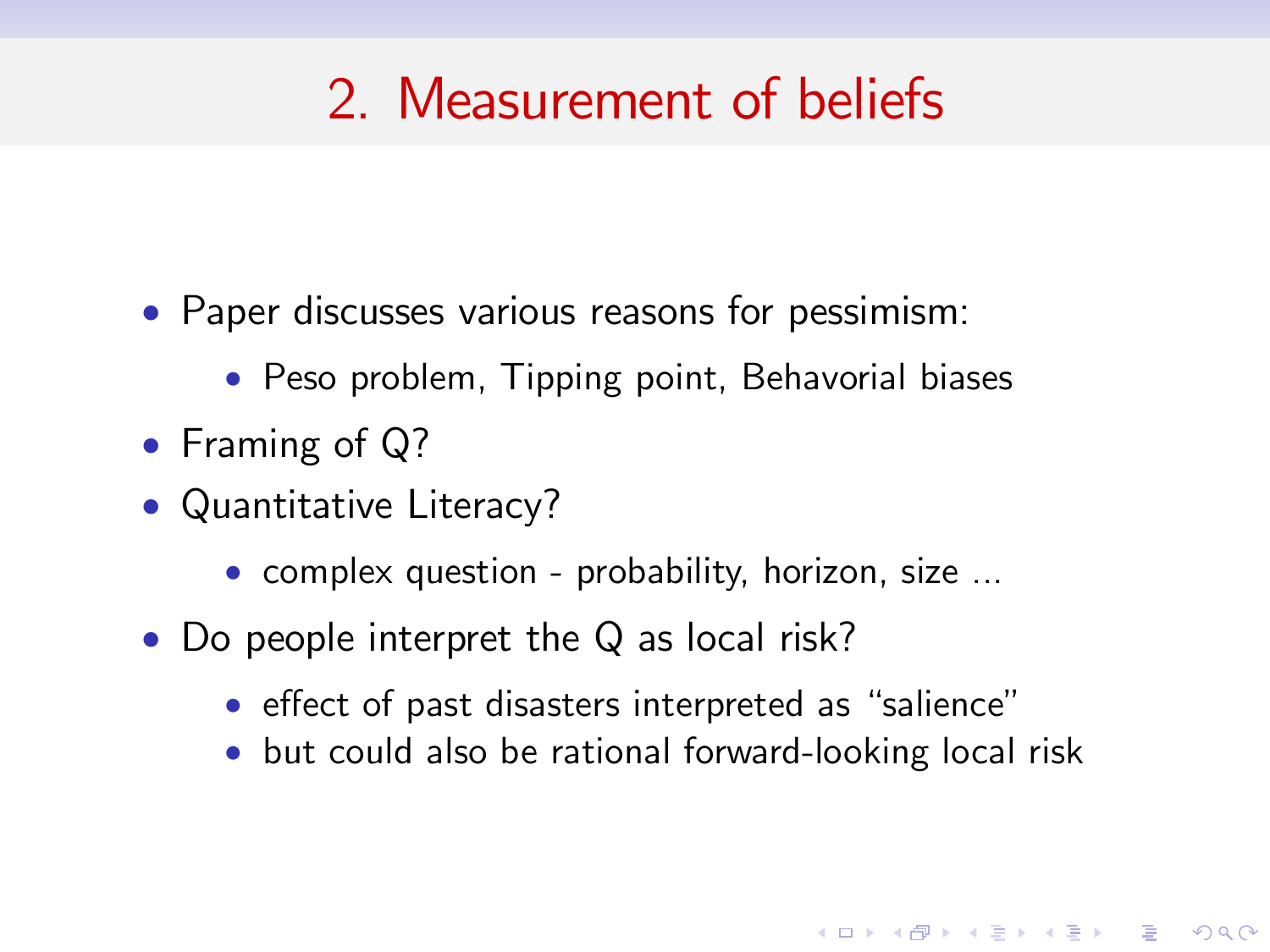# 2. Measurement of beliefs

- Paper discusses various reasons for pessimism:
  - Peso problem, Tipping point, Behavorial biases
- Framing of Q?
- Quantitative Literacy?
  - complex question - probability, horizon, size ...
- Do people interpret the Q as local risk?
  - effect of past disasters interpreted as "salience"
  - but could also be rational forward-looking local risk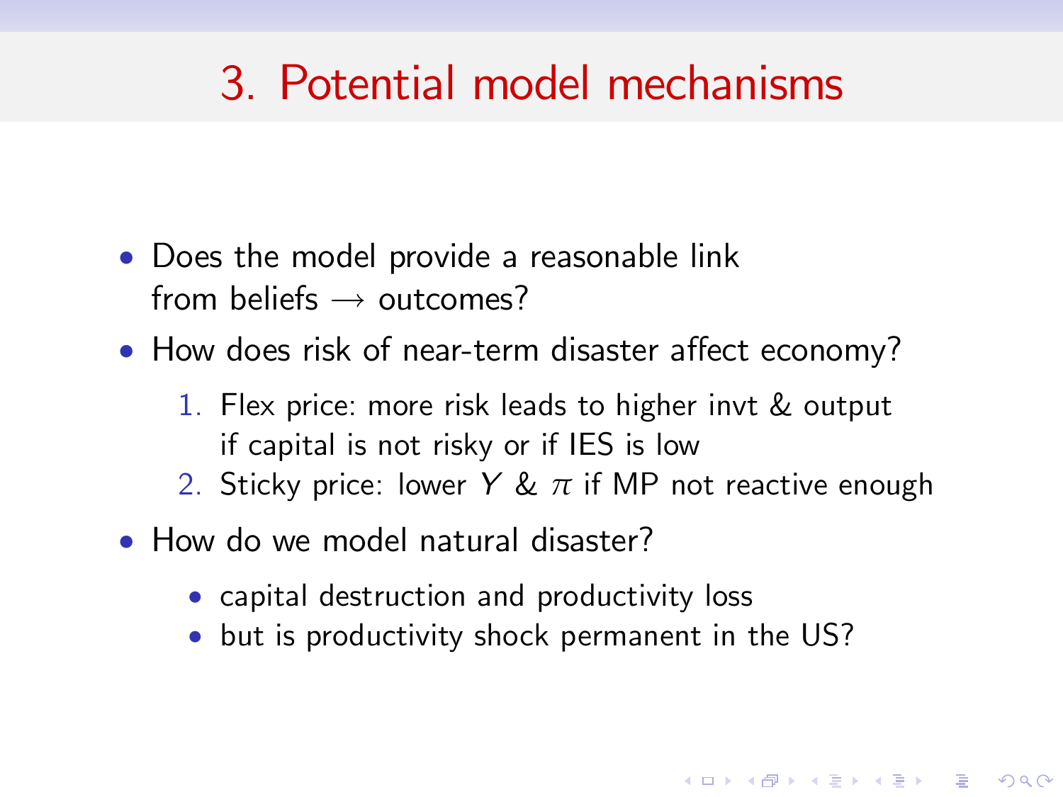# 3. Potential model mechanisms

- Does the model provide a reasonable link from beliefs $\longrightarrow$ outcomes?
- How does risk of near-term disaster affect economy?
  1. Flex price: more risk leads to higher invt & output if capital is not risky or if IES is low
  2. Sticky price: lower $Y$ & $\pi$ if MP not reactive enough
- How do we model natural disaster?
  - capital destruction and productivity loss
  - but is productivity shock permanent in the US?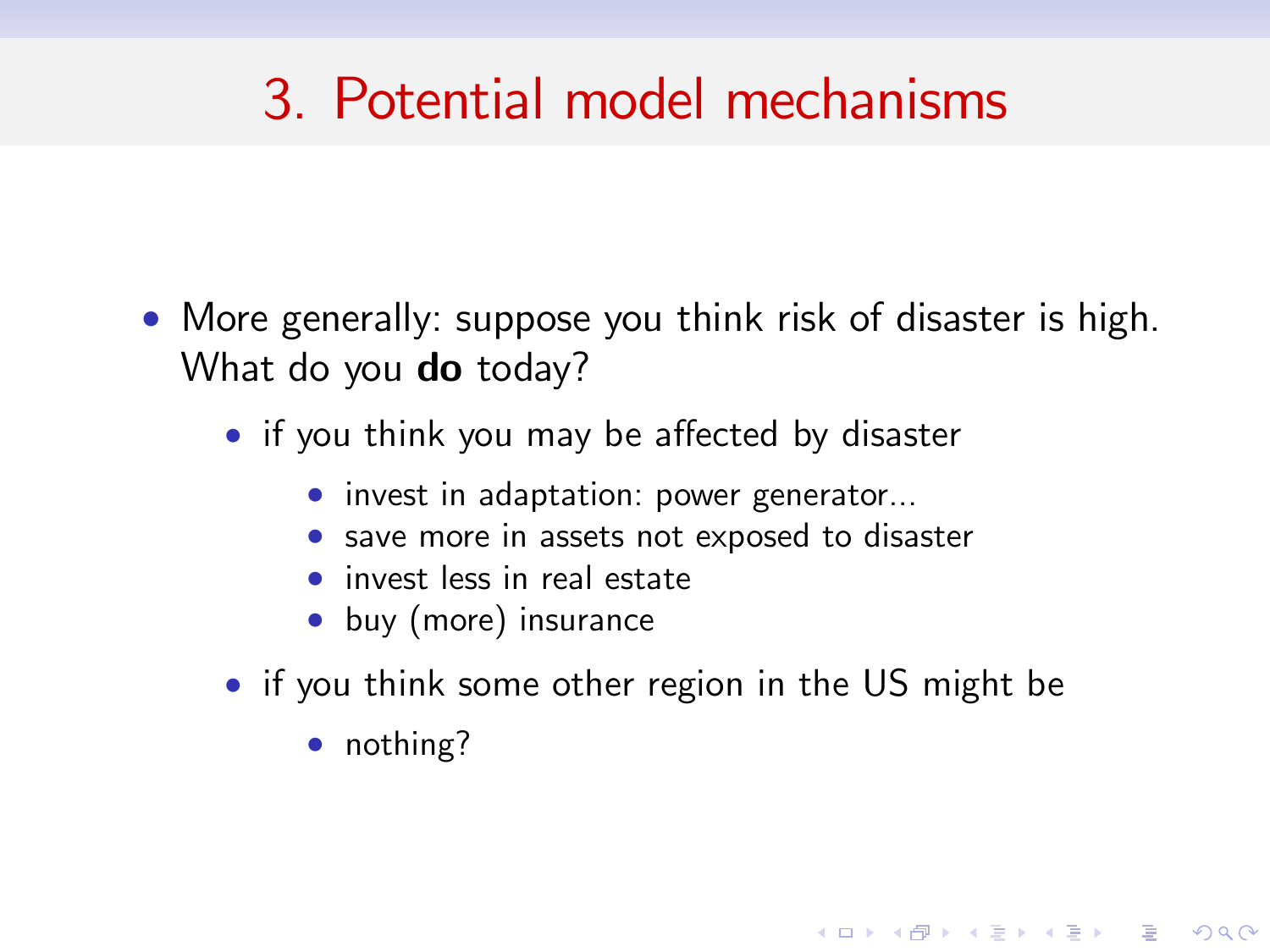# 3. Potential model mechanisms

- More generally: suppose you think risk of disaster is high. What do you **do** today?
  - if you think you may be affected by disaster
    - invest in adaptation: power generator...
    - save more in assets not exposed to disaster
    - invest less in real estate
    - buy (more) insurance
  - if you think some other region in the US might be
    - nothing?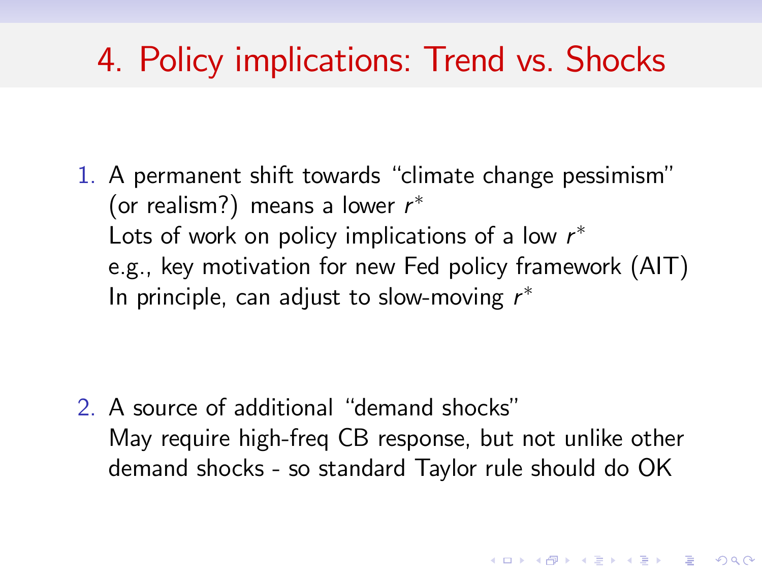# 4. Policy implications: Trend vs. Shocks

1. A permanent shift towards "climate change pessimism" (or realism?) means a lower $r^*$
   Lots of work on policy implications of a low $r^*$
   e.g., key motivation for new Fed policy framework (AIT)
   In principle, can adjust to slow-moving $r^*$

2. A source of additional "demand shocks"
   May require high-freq CB response, but not unlike other demand shocks - so standard Taylor rule should do OK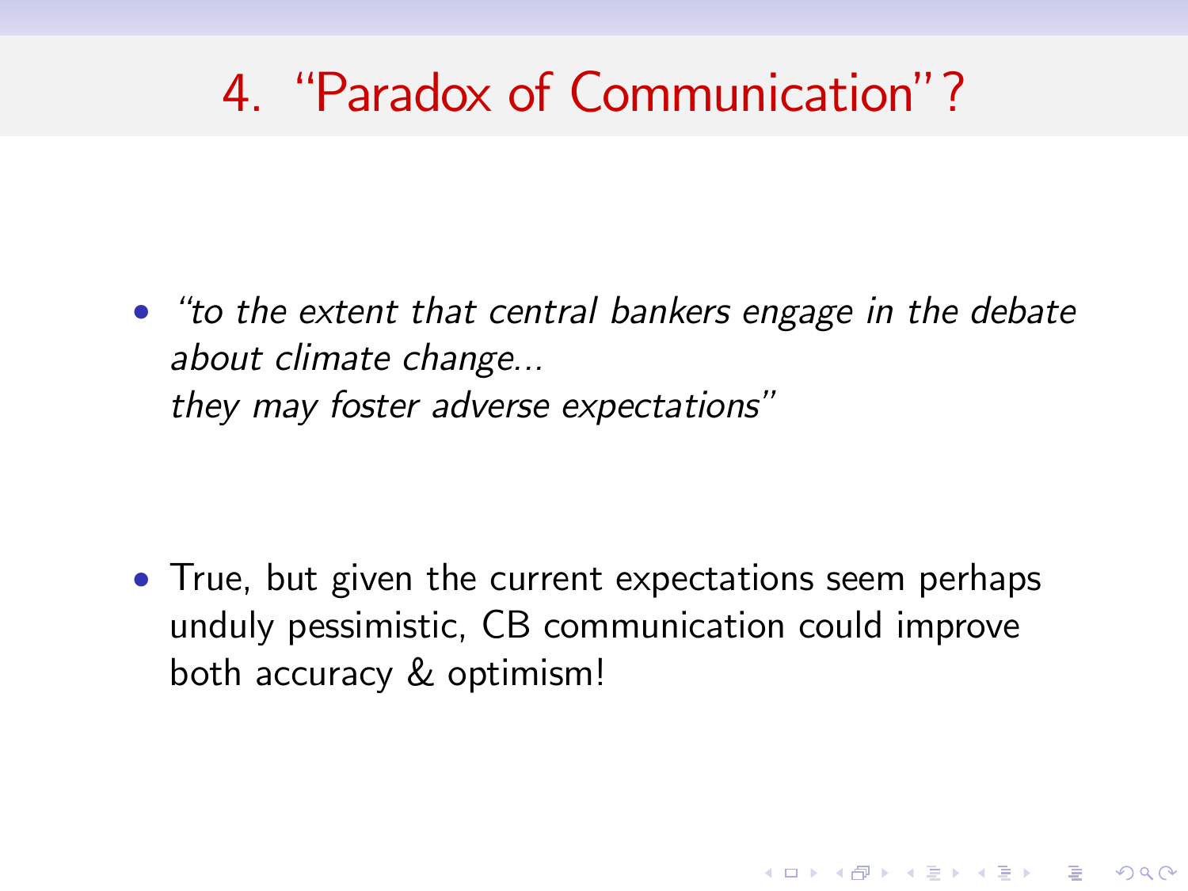# 4. "Paradox of Communication"?

- *"to the extent that central bankers engage in the debate about climate change...*
  *they may foster adverse expectations"*

- True, but given the current expectations seem perhaps unduly pessimistic, CB communication could improve both accuracy & optimism!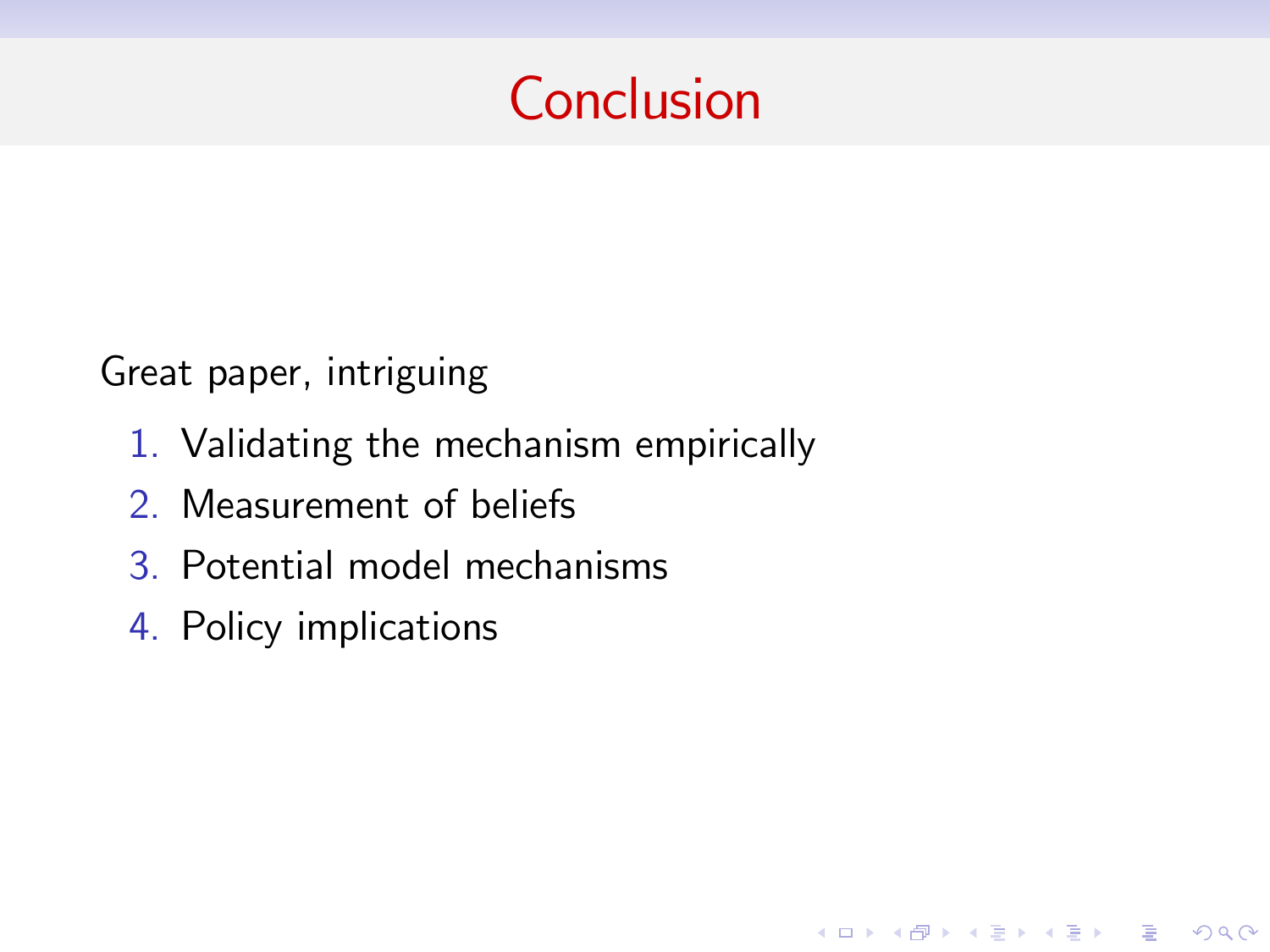# Conclusion

Great paper, intriguing

1. Validating the mechanism empirically
2. Measurement of beliefs
3. Potential model mechanisms
4. Policy implications